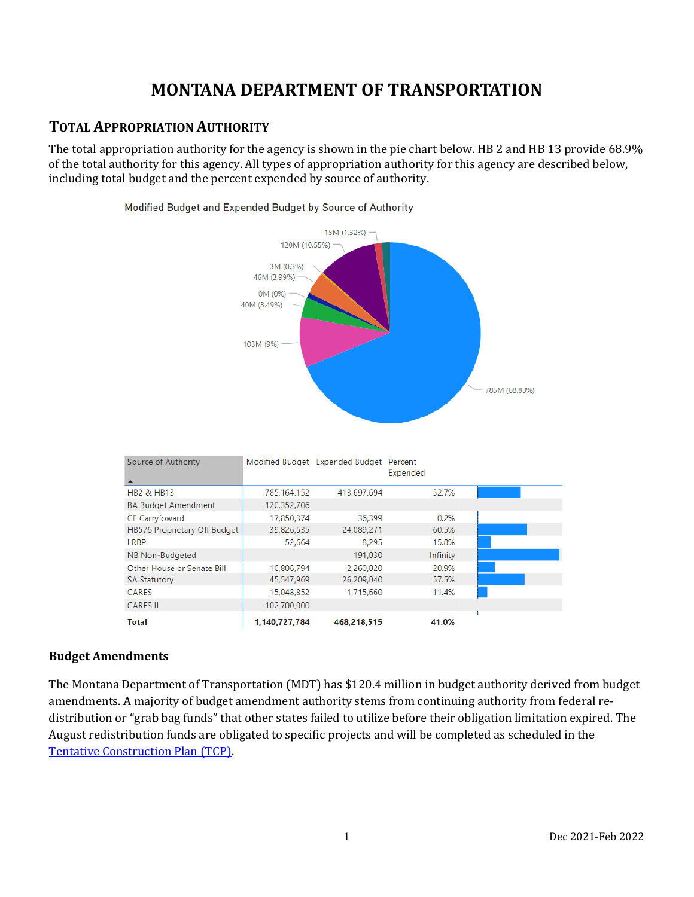# MONTANA DEPARTMENT OF TRANSPORTATION

## TOTAL APPROPRIATION AUTHORITY

The total appropriation authority for the agency is shown in the pie chart below. HB 2 and HB 13 provide 68.9% of the total authority for this agency. All types of appropriation authority for this agency are described below, including total budget and the percent expended by source of authority.

Modified Budget and Expended Budget by Source of Authority

15M (1.32%)
120M (10.55%)
3M (0.3%)
46M (3.99%)
0M (0%)
40M (3.49%)
103M (9%)
785M (68.83%)

| Source of Authority | Modified Budget | Expended Budget | Percent Expended |
|---|---|---|---|
| HB2 & HB13 | 785,164,152 | 413,697,694 | 52.7% |
| BA Budget Amendment | 120,352,706 | | |
| CF Carryfoward | 17,850,374 | 36,399 | 0.2% |
| HB576 Proprietary Off Budget | 39,826,535 | 24,089,271 | 60.5% |
| LRBP | 52,664 | 8,295 | 15.8% |
| NB Non-Budgeted | | 191,030 | Infinity |
| Other House or Senate Bill | 10,806,794 | 2,260,020 | 20.9% |
| SA Statutory | 45,547,969 | 26,209,040 | 57.5% |
| CARES | 15,048,852 | 1,715,660 | 11.4% |
| CARES II | 102,700,000 | | |
| **Total** | **1,140,727,784** | **468,218,515** | **41.0%** |

### Budget Amendments

The Montana Department of Transportation (MDT) has $120.4 million in budget authority derived from budget amendments. A majority of budget amendment authority stems from continuing authority from federal re-distribution or "grab bag funds" that other states failed to utilize before their obligation limitation expired. The August redistribution funds are obligated to specific projects and will be completed as scheduled in the Tentative Construction Plan (TCP).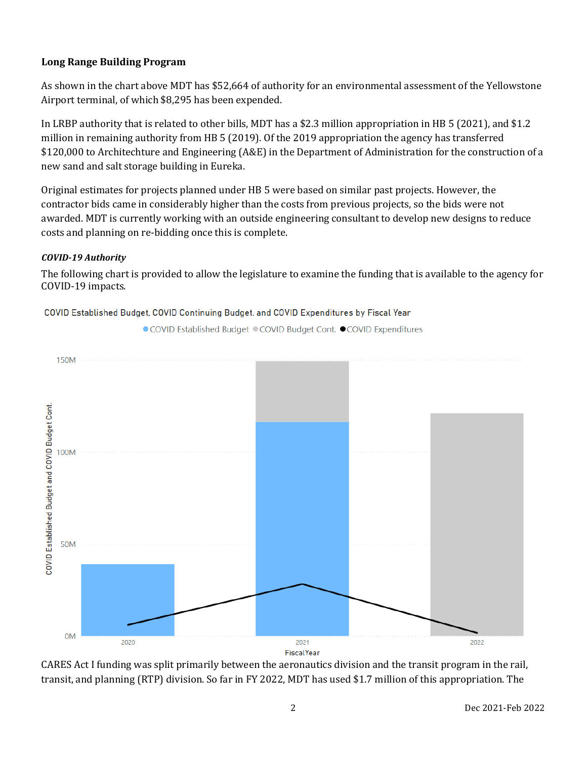### Long Range Building Program

As shown in the chart above MDT has $52,664 of authority for an environmental assessment of the Yellowstone Airport terminal, of which $8,295 has been expended.

In LRBP authority that is related to other bills, MDT has a $2.3 million appropriation in HB 5 (2021), and $1.2 million in remaining authority from HB 5 (2019). Of the 2019 appropriation the agency has transferred $120,000 to Architechture and Engineering (A&E) in the Department of Administration for the construction of a new sand and salt storage building in Eureka.

Original estimates for projects planned under HB 5 were based on similar past projects. However, the contractor bids came in considerably higher than the costs from previous projects, so the bids were not awarded. MDT is currently working with an outside engineering consultant to develop new designs to reduce costs and planning on re-bidding once this is complete.

#### *COVID-19 Authority*

The following chart is provided to allow the legislature to examine the funding that is available to the agency for COVID-19 impacts.

COVID Established Budget, COVID Continuing Budget. and COVID Expenditures by Fiscal Year

CARES Act I funding was split primarily between the aeronautics division and the transit program in the rail, transit, and planning (RTP) division. So far in FY 2022, MDT has used $1.7 million of this appropriation. The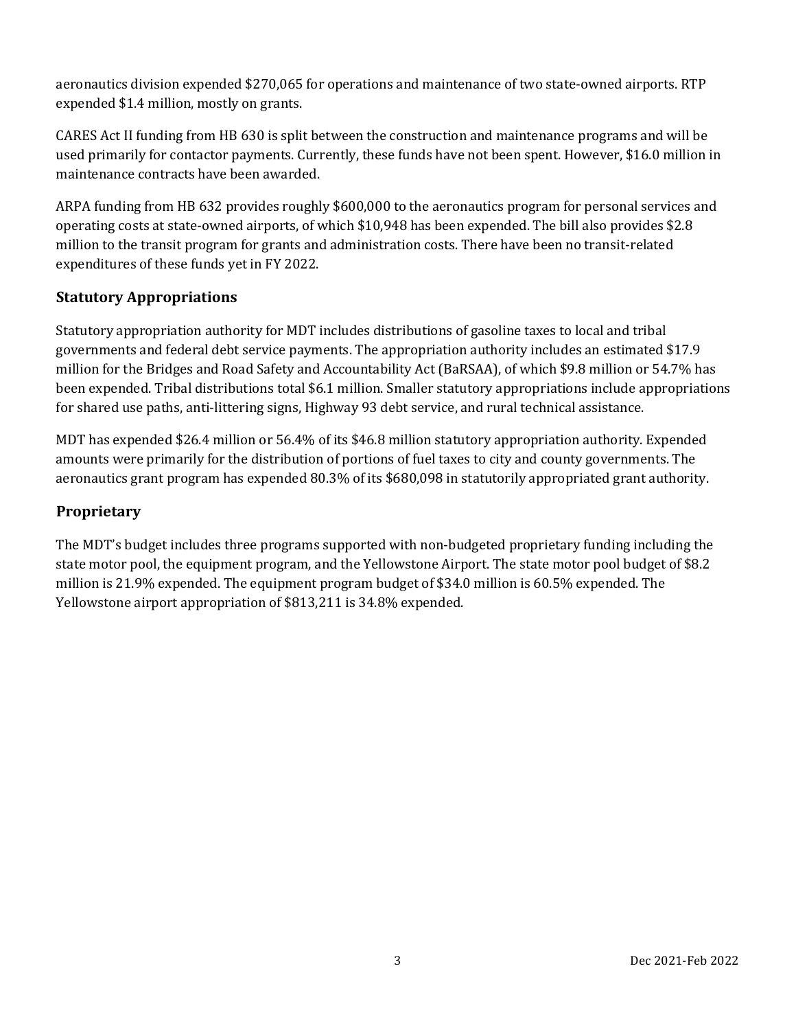aeronautics division expended $270,065 for operations and maintenance of two state-owned airports. RTP expended $1.4 million, mostly on grants.

CARES Act II funding from HB 630 is split between the construction and maintenance programs and will be used primarily for contactor payments. Currently, these funds have not been spent. However, $16.0 million in maintenance contracts have been awarded.

ARPA funding from HB 632 provides roughly $600,000 to the aeronautics program for personal services and operating costs at state-owned airports, of which $10,948 has been expended. The bill also provides $2.8 million to the transit program for grants and administration costs. There have been no transit-related expenditures of these funds yet in FY 2022.

## Statutory Appropriations

Statutory appropriation authority for MDT includes distributions of gasoline taxes to local and tribal governments and federal debt service payments. The appropriation authority includes an estimated $17.9 million for the Bridges and Road Safety and Accountability Act (BaRSAA), of which $9.8 million or 54.7% has been expended. Tribal distributions total $6.1 million. Smaller statutory appropriations include appropriations for shared use paths, anti-littering signs, Highway 93 debt service, and rural technical assistance.

MDT has expended $26.4 million or 56.4% of its $46.8 million statutory appropriation authority. Expended amounts were primarily for the distribution of portions of fuel taxes to city and county governments. The aeronautics grant program has expended 80.3% of its $680,098 in statutorily appropriated grant authority.

## Proprietary

The MDT's budget includes three programs supported with non-budgeted proprietary funding including the state motor pool, the equipment program, and the Yellowstone Airport. The state motor pool budget of $8.2 million is 21.9% expended. The equipment program budget of $34.0 million is 60.5% expended. The Yellowstone airport appropriation of $813,211 is 34.8% expended.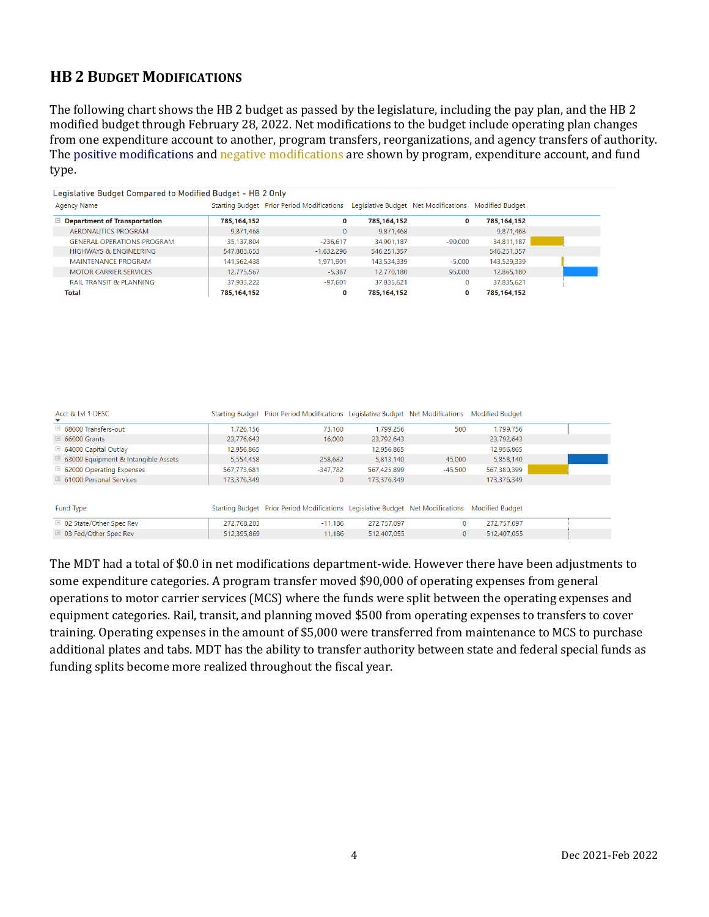## HB 2 Budget Modifications

The following chart shows the HB 2 budget as passed by the legislature, including the pay plan, and the HB 2 modified budget through February 28, 2022. Net modifications to the budget include operating plan changes from one expenditure account to another, program transfers, reorganizations, and agency transfers of authority. The positive modifications and negative modifications are shown by program, expenditure account, and fund type.

Legislative Budget Compared to Modified Budget - HB 2 Only

| Agency Name | Starting Budget | Prior Period Modifications | Legislative Budget | Net Modifications | Modified Budget |
|---|---|---|---|---|---|
| **Department of Transportation** | **785,164,152** | **0** | **785,164,152** | **0** | **785,164,152** |
| AERONAUTICS PROGRAM | 9,871,468 | 0 | 9,871,468 | | 9,871,468 |
| GENERAL OPERATIONS PROGRAM | 35,137,804 | -236,617 | 34,901,187 | -90,000 | 34,811,187 |
| HIGHWAYS & ENGINEERING | 547,883,653 | -1,632,296 | 546,251,357 | | 546,251,357 |
| MAINTENANCE PROGRAM | 141,562,438 | 1,971,901 | 143,534,339 | -5,000 | 143,529,339 |
| MOTOR CARRIER SERVICES | 12,775,567 | -5,387 | 12,770,180 | 95,000 | 12,865,180 |
| RAIL TRANSIT & PLANNING | 37,933,222 | -97,601 | 37,835,621 | 0 | 37,835,621 |
| **Total** | **785,164,152** | **0** | **785,164,152** | **0** | **785,164,152** |

| Acct & Lvl 1 DESC | Starting Budget | Prior Period Modifications | Legislative Budget | Net Modifications | Modified Budget |
|---|---|---|---|---|---|
| 68000 Transfers-out | 1,726,156 | 73,100 | 1,799,256 | 500 | 1,799,756 |
| 66000 Grants | 23,776,643 | 16,000 | 23,792,643 | | 23,792,643 |
| 64000 Capital Outlay | 12,956,865 | | 12,956,865 | | 12,956,865 |
| 63000 Equipment & Intangible Assets | 5,554,458 | 258,682 | 5,813,140 | 45,000 | 5,858,140 |
| 62000 Operating Expenses | 567,773,681 | -347,782 | 567,425,899 | -45,500 | 567,380,399 |
| 61000 Personal Services | 173,376,349 | 0 | 173,376,349 | | 173,376,349 |

| Fund Type | Starting Budget | Prior Period Modifications | Legislative Budget | Net Modifications | Modified Budget |
|---|---|---|---|---|---|
| 02 State/Other Spec Rev | 272,768,283 | -11,186 | 272,757,097 | 0 | 272,757,097 |
| 03 Fed/Other Spec Rev | 512,395,869 | 11,186 | 512,407,055 | 0 | 512,407,055 |

The MDT had a total of $0.0 in net modifications department-wide. However there have been adjustments to some expenditure categories. A program transfer moved $90,000 of operating expenses from general operations to motor carrier services (MCS) where the funds were split between the operating expenses and equipment categories. Rail, transit, and planning moved $500 from operating expenses to transfers to cover training. Operating expenses in the amount of $5,000 were transferred from maintenance to MCS to purchase additional plates and tabs. MDT has the ability to transfer authority between state and federal special funds as funding splits become more realized throughout the fiscal year.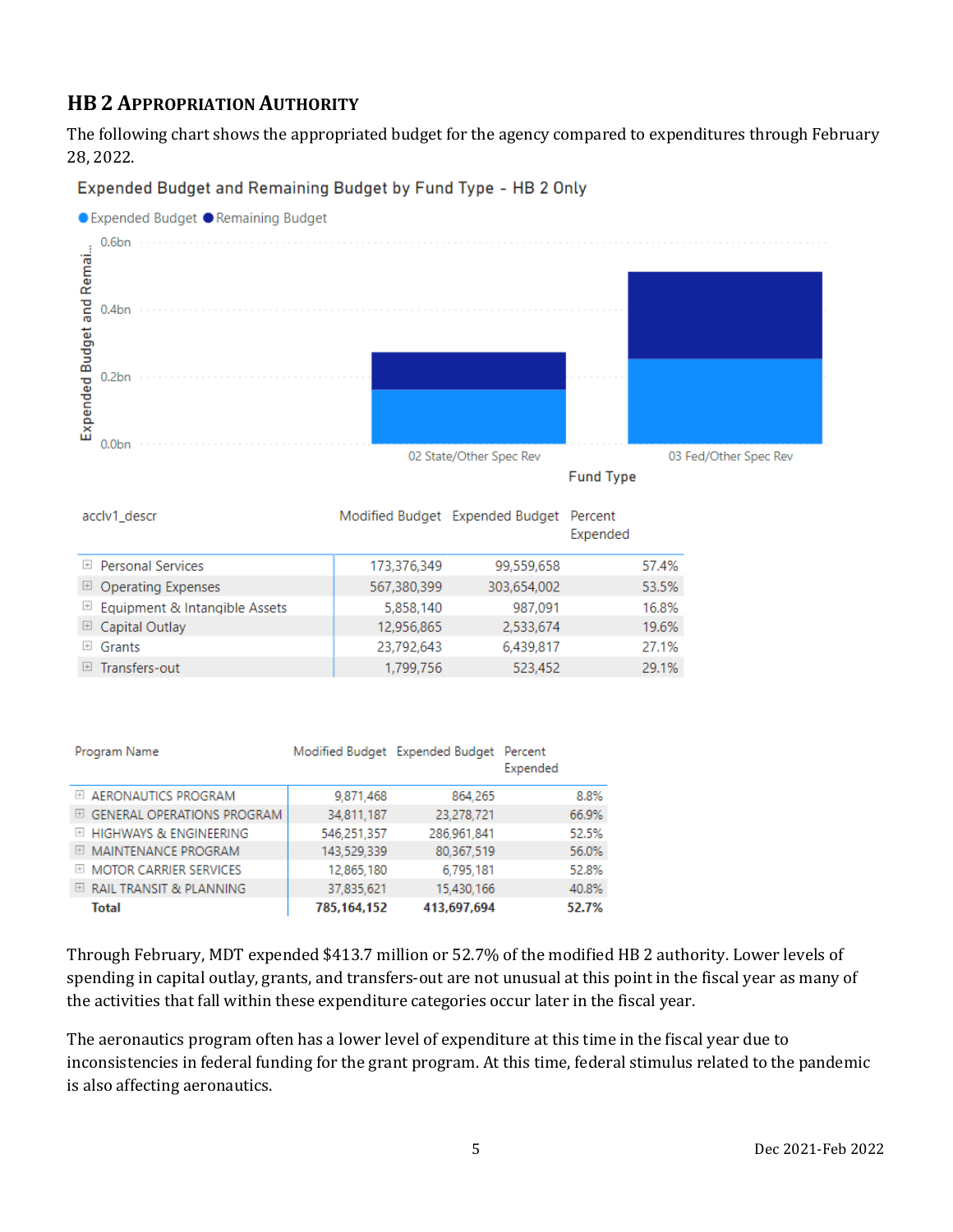## HB 2 Appropriation Authority

The following chart shows the appropriated budget for the agency compared to expenditures through February 28, 2022.

Expended Budget and Remaining Budget by Fund Type - HB 2 Only

| acclv1_descr | Modified Budget | Expended Budget | Percent Expended |
|---|---|---|---|
| Personal Services | 173,376,349 | 99,559,658 | 57.4% |
| Operating Expenses | 567,380,399 | 303,654,002 | 53.5% |
| Equipment & Intangible Assets | 5,858,140 | 987,091 | 16.8% |
| Capital Outlay | 12,956,865 | 2,533,674 | 19.6% |
| Grants | 23,792,643 | 6,439,817 | 27.1% |
| Transfers-out | 1,799,756 | 523,452 | 29.1% |

| Program Name | Modified Budget | Expended Budget | Percent Expended |
|---|---|---|---|
| AERONAUTICS PROGRAM | 9,871,468 | 864,265 | 8.8% |
| GENERAL OPERATIONS PROGRAM | 34,811,187 | 23,278,721 | 66.9% |
| HIGHWAYS & ENGINEERING | 546,251,357 | 286,961,841 | 52.5% |
| MAINTENANCE PROGRAM | 143,529,339 | 80,367,519 | 56.0% |
| MOTOR CARRIER SERVICES | 12,865,180 | 6,795,181 | 52.8% |
| RAIL TRANSIT & PLANNING | 37,835,621 | 15,430,166 | 40.8% |
| **Total** | **785,164,152** | **413,697,694** | **52.7%** |

Through February, MDT expended $413.7 million or 52.7% of the modified HB 2 authority. Lower levels of spending in capital outlay, grants, and transfers-out are not unusual at this point in the fiscal year as many of the activities that fall within these expenditure categories occur later in the fiscal year.

The aeronautics program often has a lower level of expenditure at this time in the fiscal year due to inconsistencies in federal funding for the grant program. At this time, federal stimulus related to the pandemic is also affecting aeronautics.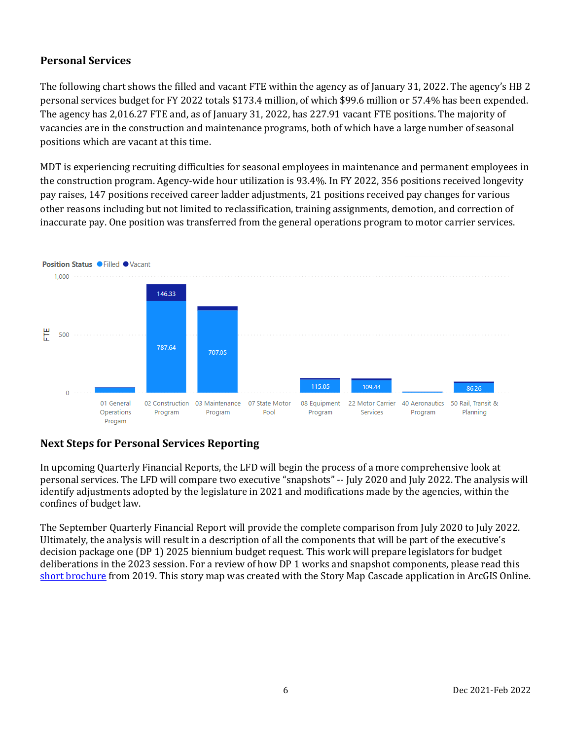## Personal Services

The following chart shows the filled and vacant FTE within the agency as of January 31, 2022. The agency's HB 2 personal services budget for FY 2022 totals $173.4 million, of which $99.6 million or 57.4% has been expended. The agency has 2,016.27 FTE and, as of January 31, 2022, has 227.91 vacant FTE positions. The majority of vacancies are in the construction and maintenance programs, both of which have a large number of seasonal positions which are vacant at this time.

MDT is experiencing recruiting difficulties for seasonal employees in maintenance and permanent employees in the construction program. Agency-wide hour utilization is 93.4%. In FY 2022, 356 positions received longevity pay raises, 147 positions received career ladder adjustments, 21 positions received pay changes for various other reasons including but not limited to reclassification, training assignments, demotion, and correction of inaccurate pay. One position was transferred from the general operations program to motor carrier services.

Position Status ● Filled ● Vacant

| Program | Filled (FTE) | Vacant (FTE) |
|---|---|---|
| 01 General Operations Progam | | |
| 02 Construction Program | 787.64 | 146.33 |
| 03 Maintenance Program | 707.05 | |
| 07 State Motor Pool | | |
| 08 Equipment Program | 115.05 | |
| 22 Motor Carrier Services | 109.44 | |
| 40 Aeronautics Program | | |
| 50 Rail, Transit & Planning | 86.26 | |

## Next Steps for Personal Services Reporting

In upcoming Quarterly Financial Reports, the LFD will begin the process of a more comprehensive look at personal services. The LFD will compare two executive "snapshots" -- July 2020 and July 2022. The analysis will identify adjustments adopted by the legislature in 2021 and modifications made by the agencies, within the confines of budget law.

The September Quarterly Financial Report will provide the complete comparison from July 2020 to July 2022. Ultimately, the analysis will result in a description of all the components that will be part of the executive's decision package one (DP 1) 2025 biennium budget request. This work will prepare legislators for budget deliberations in the 2023 session. For a review of how DP 1 works and snapshot components, please read this short brochure from 2019. This story map was created with the Story Map Cascade application in ArcGIS Online.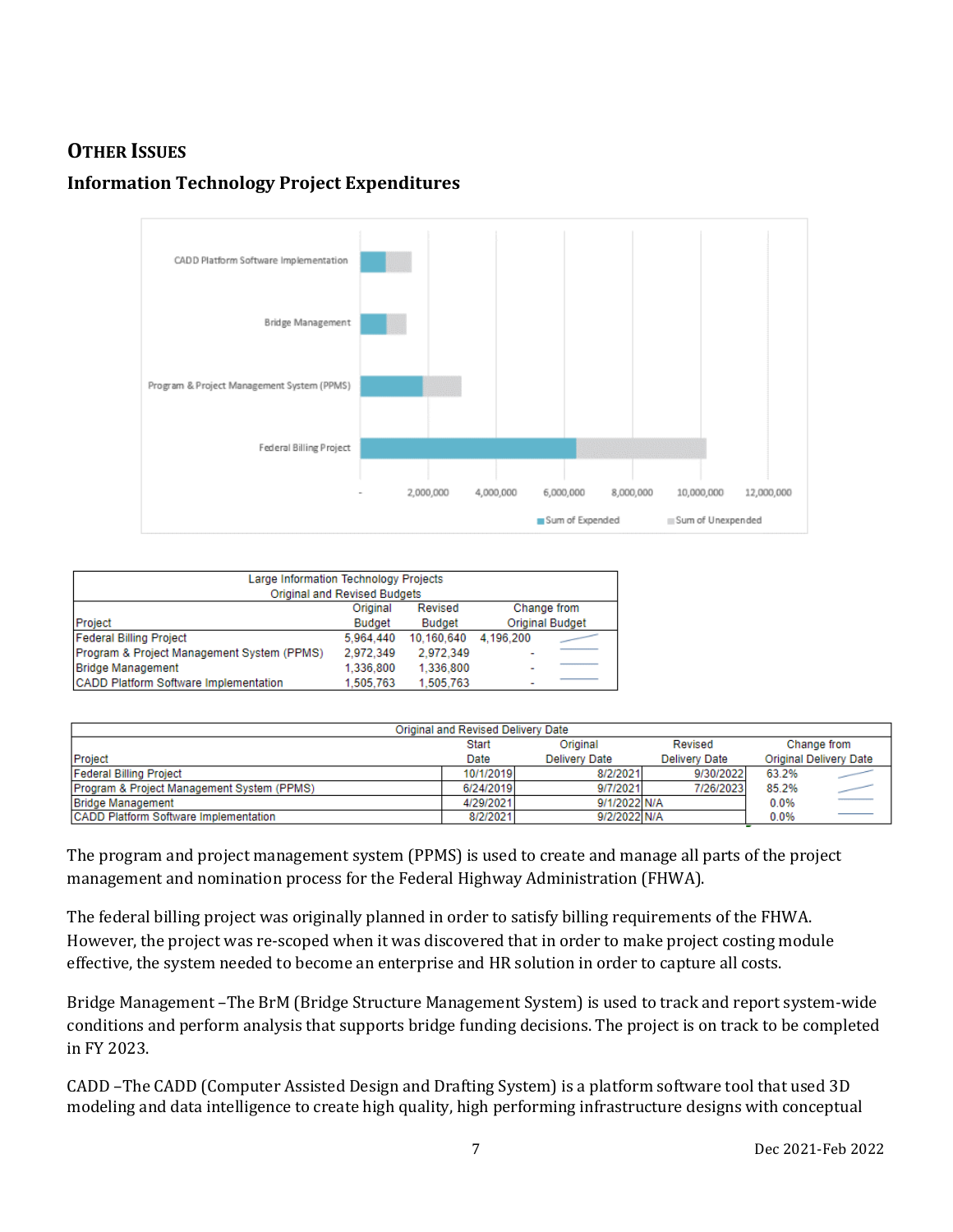## Other Issues

### Information Technology Project Expenditures

| Large Information Technology Projects Original and Revised Budgets | | | |
|---|---|---|---|
| Project | Original Budget | Revised Budget | Change from Original Budget |
| Federal Billing Project | 5,964,440 | 10,160,640 | 4,196,200 |
| Program & Project Management System (PPMS) | 2,972,349 | 2,972,349 | - |
| Bridge Management | 1,336,800 | 1,336,800 | - |
| CADD Platform Software Implementation | 1,505,763 | 1,505,763 | - |

| Original and Revised Delivery Date | | | | |
|---|---|---|---|---|
| Project | Start Date | Original Delivery Date | Revised Delivery Date | Change from Original Delivery Date |
| Federal Billing Project | 10/1/2019 | 8/2/2021 | 9/30/2022 | 63.2% |
| Program & Project Management System (PPMS) | 6/24/2019 | 9/7/2021 | 7/26/2023 | 85.2% |
| Bridge Management | 4/29/2021 | 9/1/2022 | N/A | 0.0% |
| CADD Platform Software Implementation | 8/2/2021 | 9/2/2022 | N/A | 0.0% |

The program and project management system (PPMS) is used to create and manage all parts of the project management and nomination process for the Federal Highway Administration (FHWA).

The federal billing project was originally planned in order to satisfy billing requirements of the FHWA. However, the project was re-scoped when it was discovered that in order to make project costing module effective, the system needed to become an enterprise and HR solution in order to capture all costs.

Bridge Management –The BrM (Bridge Structure Management System) is used to track and report system-wide conditions and perform analysis that supports bridge funding decisions. The project is on track to be completed in FY 2023.

CADD –The CADD (Computer Assisted Design and Drafting System) is a platform software tool that used 3D modeling and data intelligence to create high quality, high performing infrastructure designs with conceptual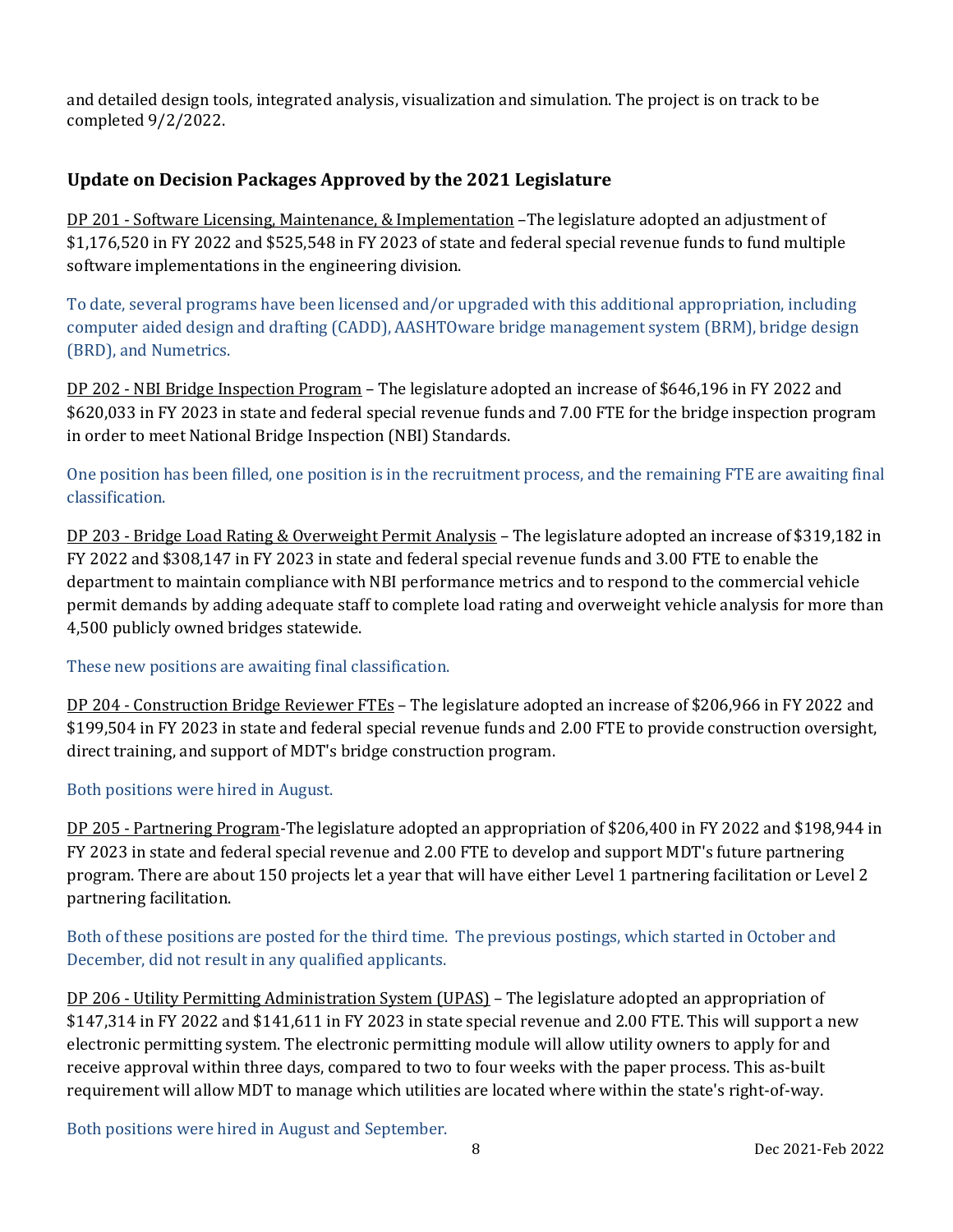and detailed design tools, integrated analysis, visualization and simulation. The project is on track to be completed 9/2/2022.

## Update on Decision Packages Approved by the 2021 Legislature

DP 201 - Software Licensing, Maintenance, & Implementation –The legislature adopted an adjustment of $1,176,520 in FY 2022 and $525,548 in FY 2023 of state and federal special revenue funds to fund multiple software implementations in the engineering division.

To date, several programs have been licensed and/or upgraded with this additional appropriation, including computer aided design and drafting (CADD), AASHTOware bridge management system (BRM), bridge design (BRD), and Numetrics.

DP 202 - NBI Bridge Inspection Program – The legislature adopted an increase of $646,196 in FY 2022 and $620,033 in FY 2023 in state and federal special revenue funds and 7.00 FTE for the bridge inspection program in order to meet National Bridge Inspection (NBI) Standards.

One position has been filled, one position is in the recruitment process, and the remaining FTE are awaiting final classification.

DP 203 - Bridge Load Rating & Overweight Permit Analysis – The legislature adopted an increase of $319,182 in FY 2022 and $308,147 in FY 2023 in state and federal special revenue funds and 3.00 FTE to enable the department to maintain compliance with NBI performance metrics and to respond to the commercial vehicle permit demands by adding adequate staff to complete load rating and overweight vehicle analysis for more than 4,500 publicly owned bridges statewide.

These new positions are awaiting final classification.

DP 204 - Construction Bridge Reviewer FTEs – The legislature adopted an increase of $206,966 in FY 2022 and $199,504 in FY 2023 in state and federal special revenue funds and 2.00 FTE to provide construction oversight, direct training, and support of MDT's bridge construction program.

Both positions were hired in August.

DP 205 - Partnering Program-The legislature adopted an appropriation of $206,400 in FY 2022 and $198,944 in FY 2023 in state and federal special revenue and 2.00 FTE to develop and support MDT's future partnering program. There are about 150 projects let a year that will have either Level 1 partnering facilitation or Level 2 partnering facilitation.

Both of these positions are posted for the third time. The previous postings, which started in October and December, did not result in any qualified applicants.

DP 206 - Utility Permitting Administration System (UPAS) – The legislature adopted an appropriation of $147,314 in FY 2022 and $141,611 in FY 2023 in state special revenue and 2.00 FTE. This will support a new electronic permitting system. The electronic permitting module will allow utility owners to apply for and receive approval within three days, compared to two to four weeks with the paper process. This as-built requirement will allow MDT to manage which utilities are located where within the state's right-of-way.

Both positions were hired in August and September.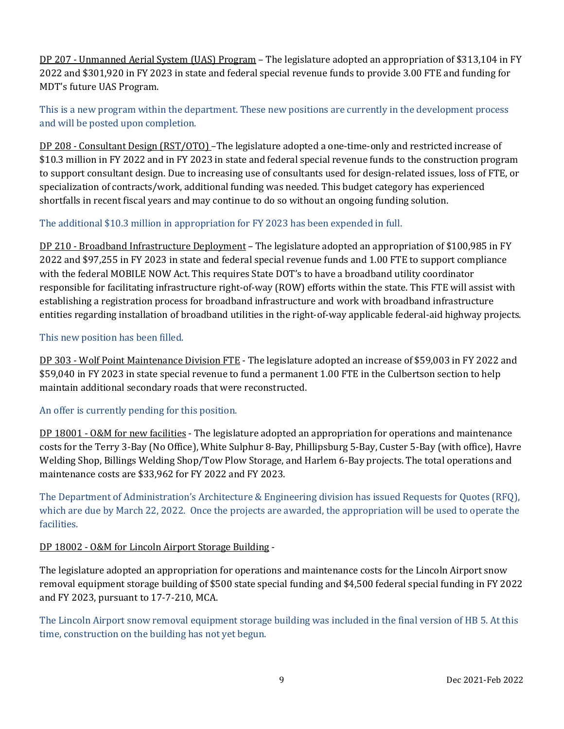DP 207 - Unmanned Aerial System (UAS) Program – The legislature adopted an appropriation of $313,104 in FY 2022 and $301,920 in FY 2023 in state and federal special revenue funds to provide 3.00 FTE and funding for MDT's future UAS Program.

This is a new program within the department. These new positions are currently in the development process and will be posted upon completion.

DP 208 - Consultant Design (RST/OTO) –The legislature adopted a one-time-only and restricted increase of $10.3 million in FY 2022 and in FY 2023 in state and federal special revenue funds to the construction program to support consultant design. Due to increasing use of consultants used for design-related issues, loss of FTE, or specialization of contracts/work, additional funding was needed. This budget category has experienced shortfalls in recent fiscal years and may continue to do so without an ongoing funding solution.

The additional $10.3 million in appropriation for FY 2023 has been expended in full.

DP 210 - Broadband Infrastructure Deployment – The legislature adopted an appropriation of $100,985 in FY 2022 and $97,255 in FY 2023 in state and federal special revenue funds and 1.00 FTE to support compliance with the federal MOBILE NOW Act. This requires State DOT's to have a broadband utility coordinator responsible for facilitating infrastructure right-of-way (ROW) efforts within the state. This FTE will assist with establishing a registration process for broadband infrastructure and work with broadband infrastructure entities regarding installation of broadband utilities in the right-of-way applicable federal-aid highway projects.

This new position has been filled.

DP 303 - Wolf Point Maintenance Division FTE - The legislature adopted an increase of $59,003 in FY 2022 and $59,040 in FY 2023 in state special revenue to fund a permanent 1.00 FTE in the Culbertson section to help maintain additional secondary roads that were reconstructed.

An offer is currently pending for this position.

DP 18001 - O&M for new facilities - The legislature adopted an appropriation for operations and maintenance costs for the Terry 3-Bay (No Office), White Sulphur 8-Bay, Phillipsburg 5-Bay, Custer 5-Bay (with office), Havre Welding Shop, Billings Welding Shop/Tow Plow Storage, and Harlem 6-Bay projects. The total operations and maintenance costs are $33,962 for FY 2022 and FY 2023.

The Department of Administration's Architecture & Engineering division has issued Requests for Quotes (RFQ), which are due by March 22, 2022. Once the projects are awarded, the appropriation will be used to operate the facilities.

DP 18002 - O&M for Lincoln Airport Storage Building -

The legislature adopted an appropriation for operations and maintenance costs for the Lincoln Airport snow removal equipment storage building of $500 state special funding and $4,500 federal special funding in FY 2022 and FY 2023, pursuant to 17-7-210, MCA.

The Lincoln Airport snow removal equipment storage building was included in the final version of HB 5. At this time, construction on the building has not yet begun.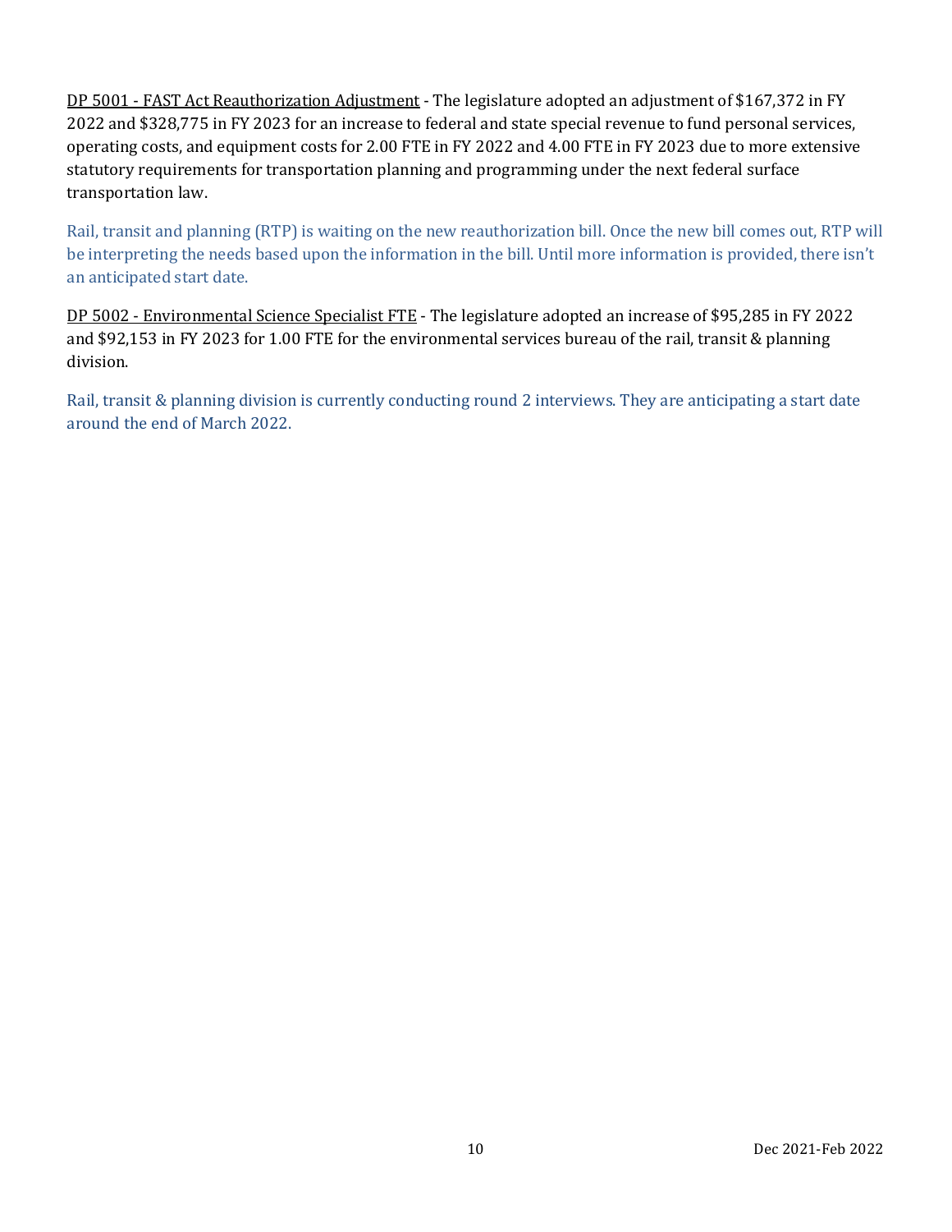<u>DP 5001 - FAST Act Reauthorization Adjustment</u> - The legislature adopted an adjustment of $167,372 in FY 2022 and $328,775 in FY 2023 for an increase to federal and state special revenue to fund personal services, operating costs, and equipment costs for 2.00 FTE in FY 2022 and 4.00 FTE in FY 2023 due to more extensive statutory requirements for transportation planning and programming under the next federal surface transportation law.

Rail, transit and planning (RTP) is waiting on the new reauthorization bill. Once the new bill comes out, RTP will be interpreting the needs based upon the information in the bill. Until more information is provided, there isn't an anticipated start date.

<u>DP 5002 - Environmental Science Specialist FTE</u> - The legislature adopted an increase of $95,285 in FY 2022 and $92,153 in FY 2023 for 1.00 FTE for the environmental services bureau of the rail, transit & planning division.

Rail, transit & planning division is currently conducting round 2 interviews. They are anticipating a start date around the end of March 2022.